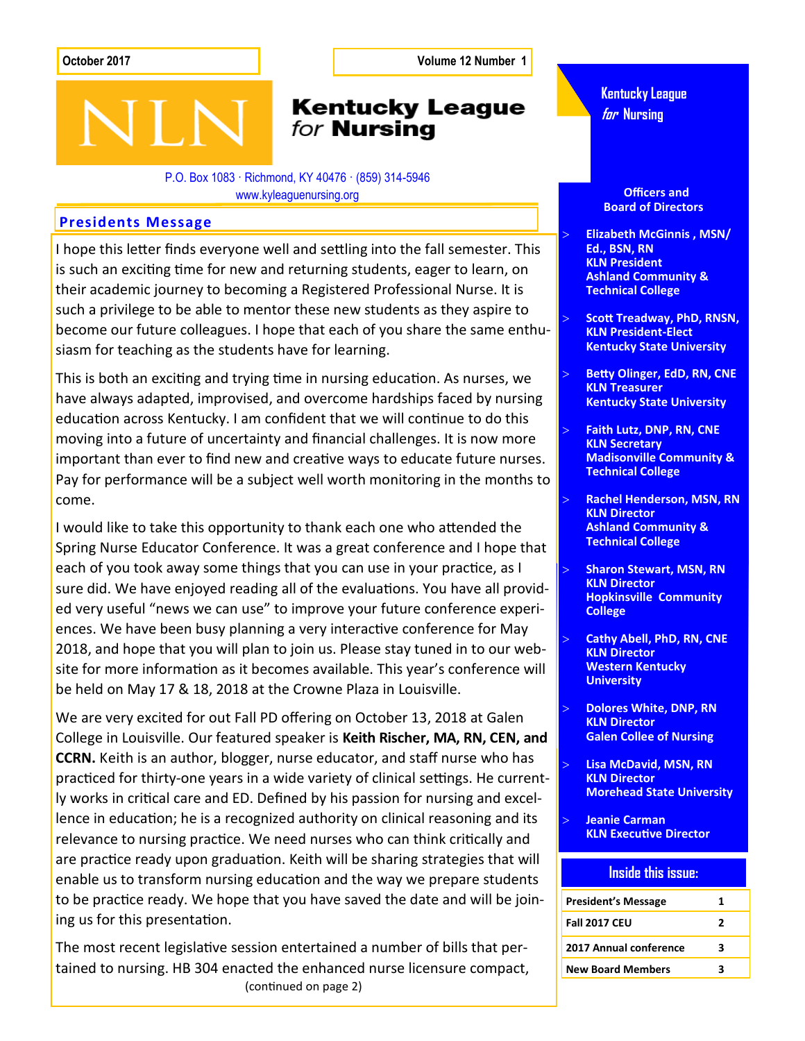October 2017

Volume 12 Number 1

# Kentucky League *for* Nursing

P.O. Box 1083 · Richmond, KY 40476 · (859) 314-5946
www.kyleaguenursing.org

## Presidents Message

I hope this letter finds everyone well and settling into the fall semester. This is such an exciting time for new and returning students, eager to learn, on their academic journey to becoming a Registered Professional Nurse. It is such a privilege to be able to mentor these new students as they aspire to become our future colleagues. I hope that each of you share the same enthusiasm for teaching as the students have for learning.

This is both an exciting and trying time in nursing education. As nurses, we have always adapted, improvised, and overcome hardships faced by nursing education across Kentucky. I am confident that we will continue to do this moving into a future of uncertainty and financial challenges. It is now more important than ever to find new and creative ways to educate future nurses. Pay for performance will be a subject well worth monitoring in the months to come.

I would like to take this opportunity to thank each one who attended the Spring Nurse Educator Conference. It was a great conference and I hope that each of you took away some things that you can use in your practice, as I sure did. We have enjoyed reading all of the evaluations. You have all provided very useful "news we can use" to improve your future conference experiences. We have been busy planning a very interactive conference for May 2018, and hope that you will plan to join us. Please stay tuned in to our website for more information as it becomes available. This year's conference will be held on May 17 & 18, 2018 at the Crowne Plaza in Louisville.

We are very excited for out Fall PD offering on October 13, 2018 at Galen College in Louisville. Our featured speaker is **Keith Rischer, MA, RN, CEN, and CCRN.** Keith is an author, blogger, nurse educator, and staff nurse who has practiced for thirty-one years in a wide variety of clinical settings. He currently works in critical care and ED. Defined by his passion for nursing and excellence in education; he is a recognized authority on clinical reasoning and its relevance to nursing practice. We need nurses who can think critically and are practice ready upon graduation. Keith will be sharing strategies that will enable us to transform nursing education and the way we prepare students to be practice ready. We hope that you have saved the date and will be joining us for this presentation.

The most recent legislative session entertained a number of bills that pertained to nursing. HB 304 enacted the enhanced nurse licensure compact,

(continued on page 2)

## Kentucky League *for* Nursing

### Officers and Board of Directors

- **Elizabeth McGinnis , MSN/ Ed., BSN, RN**
  **KLN President**
  **Ashland Community & Technical College**
- **Scott Treadway, PhD, RNSN,**
  **KLN President-Elect**
  **Kentucky State University**
- **Betty Olinger, EdD, RN, CNE**
  **KLN Treasurer**
  **Kentucky State University**
- **Faith Lutz, DNP, RN, CNE**
  **KLN Secretary**
  **Madisonville Community & Technical College**
- **Rachel Henderson, MSN, RN**
  **KLN Director**
  **Ashland Community & Technical College**
- **Sharon Stewart, MSN, RN**
  **KLN Director**
  **Hopkinsville Community College**
- **Cathy Abell, PhD, RN, CNE**
  **KLN Director**
  **Western Kentucky University**
- **Dolores White, DNP, RN**
  **KLN Director**
  **Galen Collee of Nursing**
- **Lisa McDavid, MSN, RN**
  **KLN Director**
  **Morehead State University**
- **Jeanie Carman**
  **KLN Executive Director**

### Inside this issue:

| | |
|---|---|
| **President's Message** | **1** |
| **Fall 2017 CEU** | **2** |
| **2017 Annual conference** | **3** |
| **New Board Members** | **3** |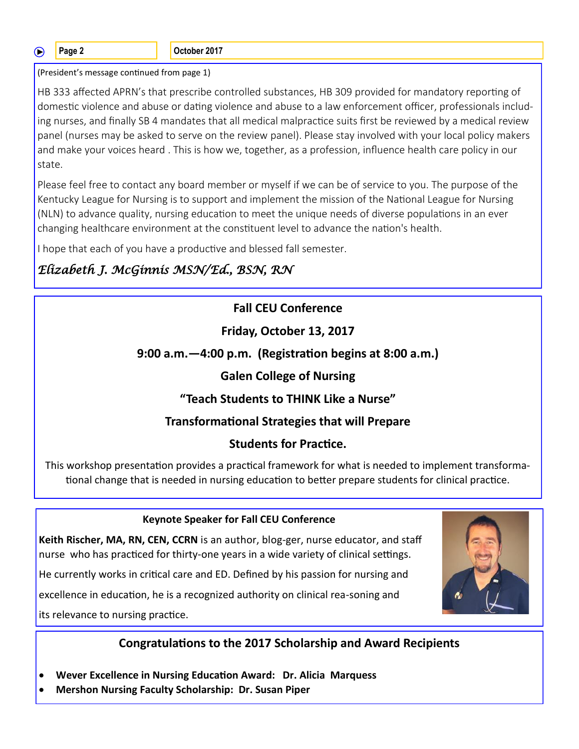(President's message continued from page 1)

HB 333 affected APRN's that prescribe controlled substances, HB 309 provided for mandatory reporting of domestic violence and abuse or dating violence and abuse to a law enforcement officer, professionals including nurses, and finally SB 4 mandates that all medical malpractice suits first be reviewed by a medical review panel (nurses may be asked to serve on the review panel). Please stay involved with your local policy makers and make your voices heard . This is how we, together, as a profession, influence health care policy in our state.

Please feel free to contact any board member or myself if we can be of service to you. The purpose of the Kentucky League for Nursing is to support and implement the mission of the National League for Nursing (NLN) to advance quality, nursing education to meet the unique needs of diverse populations in an ever changing healthcare environment at the constituent level to advance the nation's health.

I hope that each of you have a productive and blessed fall semester.

*Elizabeth J. McGinnis MSN/Ed., BSN, RN*

## Fall CEU Conference

**Friday, October 13, 2017**

**9:00 a.m.—4:00 p.m. (Registration begins at 8:00 a.m.)**

**Galen College of Nursing**

**"Teach Students to THINK Like a Nurse"**

**Transformational Strategies that will Prepare Students for Practice.**

This workshop presentation provides a practical framework for what is needed to implement transformational change that is needed in nursing education to better prepare students for clinical practice.

### Keynote Speaker for Fall CEU Conference

**Keith Rischer, MA, RN, CEN, CCRN** is an author, blog-ger, nurse educator, and staff nurse who has practiced for thirty-one years in a wide variety of clinical settings. He currently works in critical care and ED. Defined by his passion for nursing and excellence in education, he is a recognized authority on clinical rea-soning and its relevance to nursing practice.

## Congratulations to the 2017 Scholarship and Award Recipients

- **Wever Excellence in Nursing Education Award: Dr. Alicia Marquess**
- **Mershon Nursing Faculty Scholarship: Dr. Susan Piper**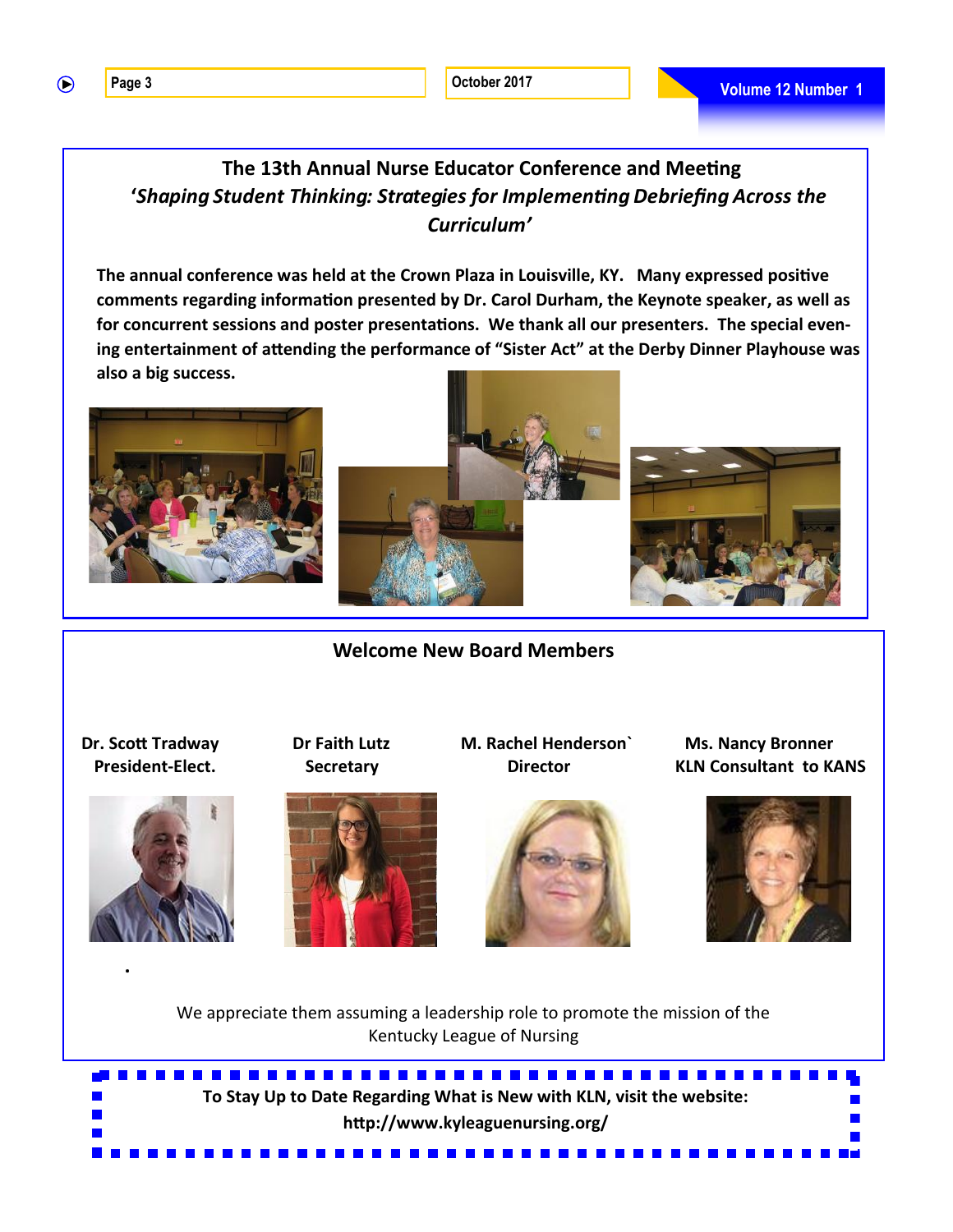## The 13th Annual Nurse Educator Conference and Meeting

### *'Shaping Student Thinking: Strategies for Implementing Debriefing Across the Curriculum'*

**The annual conference was held at the Crown Plaza in Louisville, KY. Many expressed positive comments regarding information presented by Dr. Carol Durham, the Keynote speaker, as well as for concurrent sessions and poster presentations. We thank all our presenters. The special evening entertainment of attending the performance of "Sister Act" at the Derby Dinner Playhouse was also a big success.**

## Welcome New Board Members

**Dr. Scott Tradway**
**President-Elect.**

**Dr Faith Lutz**
**Secretary**

**M. Rachel Henderson`**
**Director**

**Ms. Nancy Bronner**
**KLN Consultant to KANS**

We appreciate them assuming a leadership role to promote the mission of the Kentucky League of Nursing

**To Stay Up to Date Regarding What is New with KLN, visit the website:**
**http://www.kyleaguenursing.org/**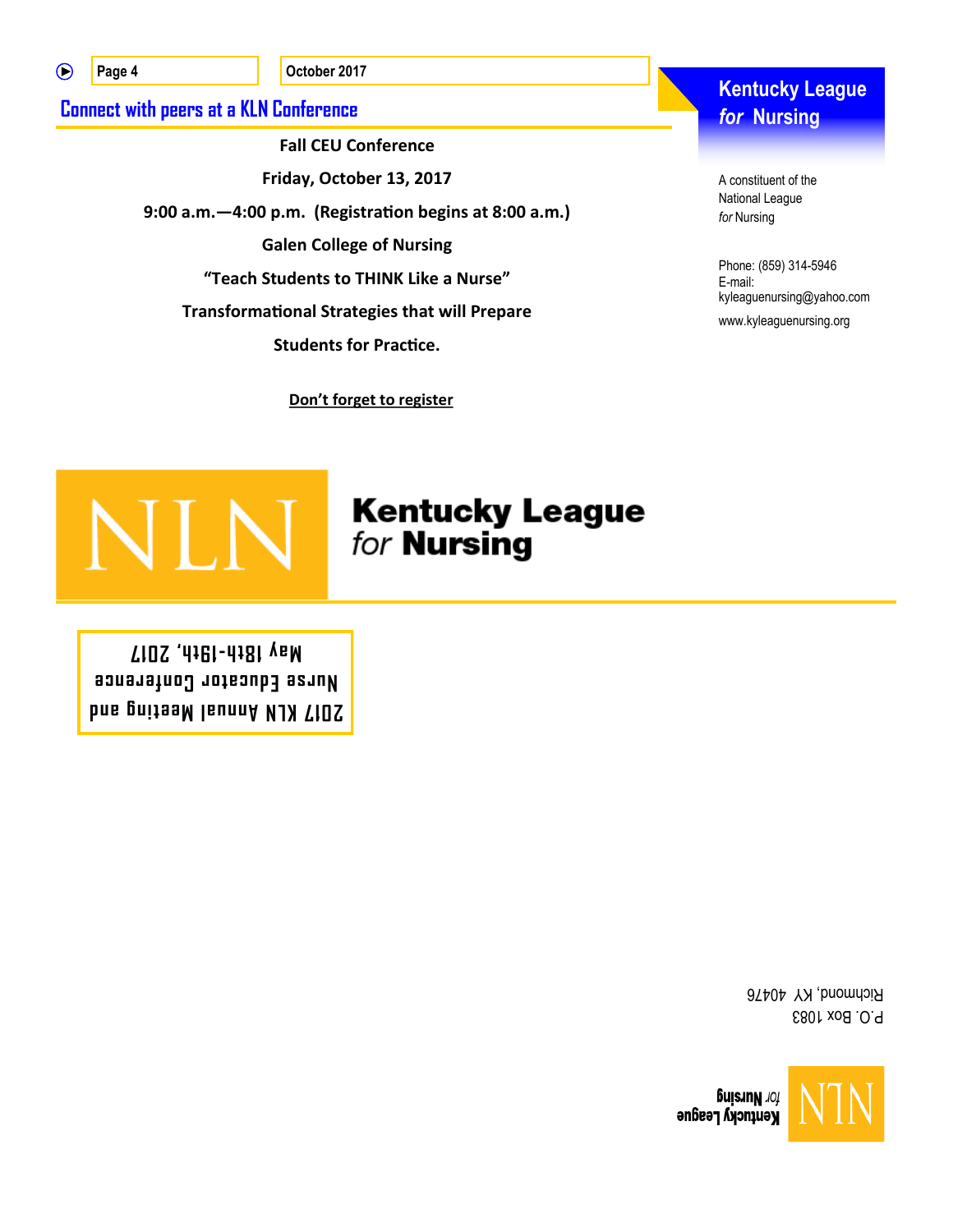## Connect with peers at a KLN Conference

**Fall CEU Conference**

**Friday, October 13, 2017**

**9:00 a.m.—4:00 p.m. (Registration begins at 8:00 a.m.)**

**Galen College of Nursing**

**"Teach Students to THINK Like a Nurse"**

**Transformational Strategies that will Prepare**

**Students for Practice.**

**Don't forget to register**

**Kentucky League *for* Nursing**

A constituent of the National League *for* Nursing

Phone: (859) 314-5946
E-mail: kyleaguenursing@yahoo.com
www.kyleaguenursing.org

NLN **Kentucky League** *for* **Nursing**

2017 KLN Annual Meeting and
Nurse Educator Conference
May 18th-19th, 2017

P.O. Box 1083
Richmond, KY 40476

NLN **Kentucky League** *for* **Nursing**